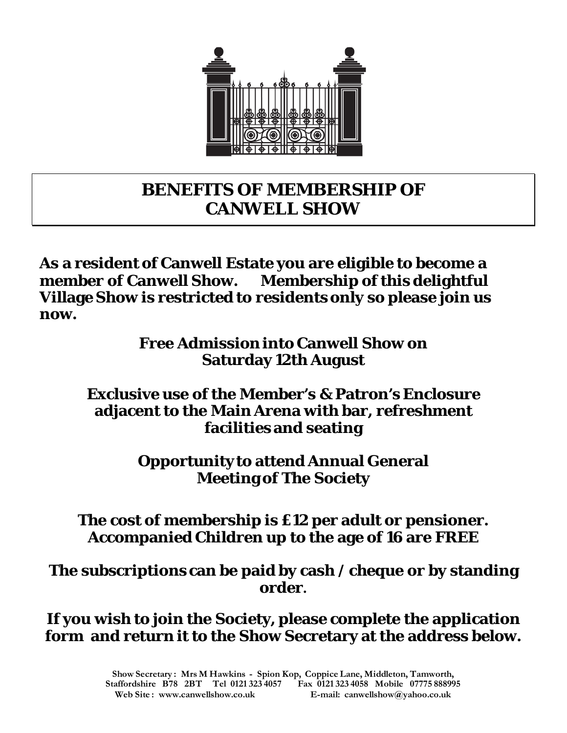# BENEFITS OF MEMBERSHIP OF CANWELL SHOW

**As a resident of Canwell Estate you are eligible to become a member of Canwell Show. Membership of this delightful Village Show is restricted to residents only so please join us now.**

**Free Admission into Canwell Show on Saturday 12th August**

**Exclusive use of the Member's & Patron's Enclosure adjacent to the Main Arena with bar, refreshment facilities and seating**

**Opportunity to attend Annual General Meeting of The Society**

**The cost of membership is £12 per adult or pensioner. Accompanied Children up to the age of 16 are FREE**

**The subscriptions can be paid by cash / cheque or by standing order.**

**If you wish to join the Society, please complete the application form and return it to the Show Secretary at the address below.**

Show Secretary : Mrs M Hawkins - Spion Kop, Coppice Lane, Middleton, Tamworth, Staffordshire B78 2BT Tel 0121 323 4057 Fax 0121 323 4058 Mobile 07775 888995
Web Site : www.canwellshow.co.uk E-mail: canwellshow@yahoo.co.uk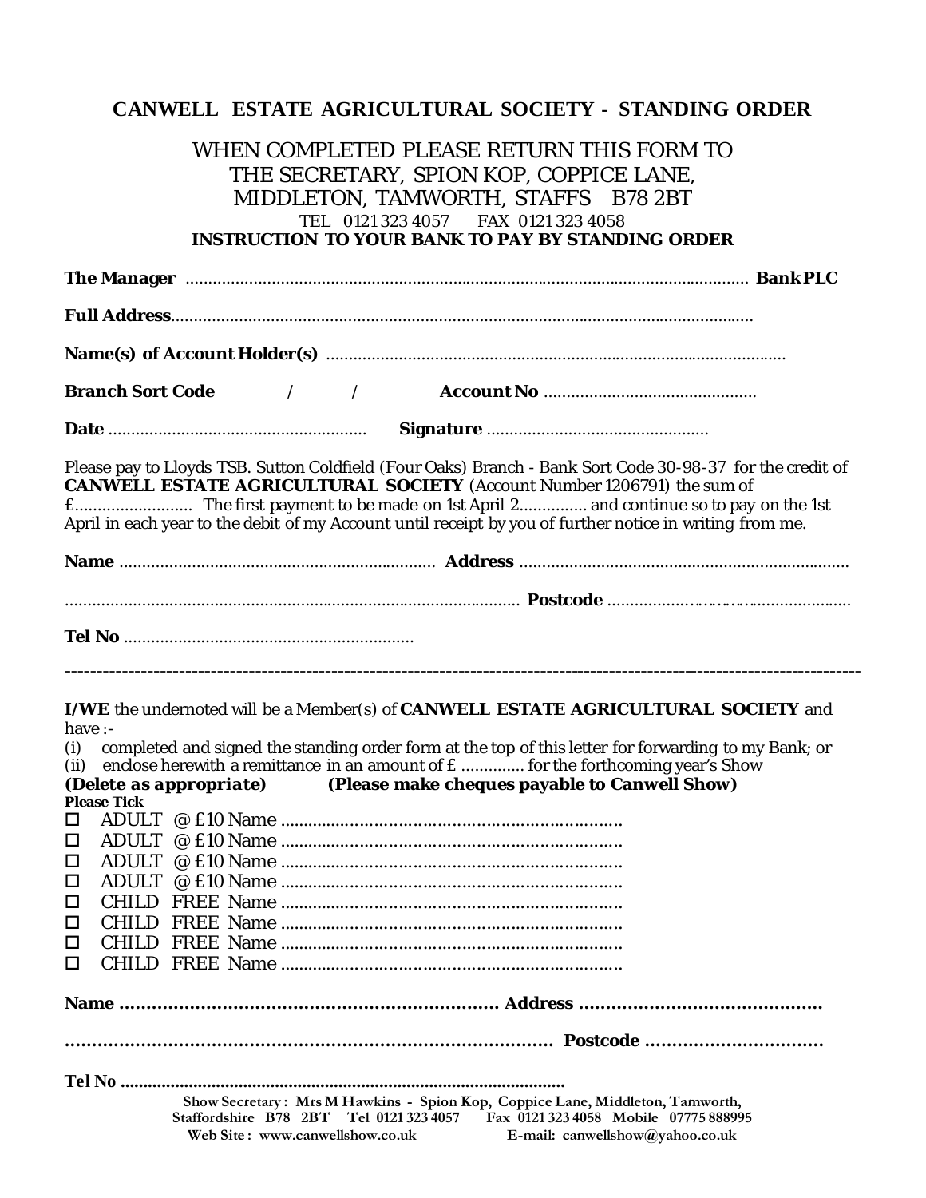## CANWELL ESTATE AGRICULTURAL SOCIETY - STANDING ORDER

WHEN COMPLETED PLEASE RETURN THIS FORM TO
THE SECRETARY, SPION KOP, COPPICE LANE,
MIDDLETON, TAMWORTH, STAFFS B78 2BT
TEL 0121 323 4057 FAX 0121 323 4058

**INSTRUCTION TO YOUR BANK TO PAY BY STANDING ORDER**

**The Manager** .............................................................................................................................. **Bank PLC**

**Full Address**...........................................................................................................................

**Name(s) of Account Holder(s)** ........................................................................................................

**Branch Sort Code** / / **Account No** ..............................................

**Date** ......................................................... **Signature** .................................................

Please pay to Lloyds TSB. Sutton Coldfield (Four Oaks) Branch - Bank Sort Code 30-98-37 for the credit of **CANWELL ESTATE AGRICULTURAL SOCIETY** (Account Number 1206791) the sum of £.......................... The first payment to be made on 1st April 2............... and continue so to pay on the 1st April in each year to the debit of my Account until receipt by you of further notice in writing from me.

**Name** ..................................................................... **Address** ........................................................................

.................................................................................................... **Postcode** .................................................

**Tel No** ................................................................

---

**I/WE** the undernoted will be a Member(s) of **CANWELL ESTATE AGRICULTURAL SOCIETY** and have :-

(i) completed and signed the standing order form at the top of this letter for forwarding to my Bank; or
(ii) enclose herewith a remittance in an amount of £ .............. for the forthcoming year's Show

***(Delete as appropriate)*** ***(Please make cheques payable to Canwell Show)***

**Please Tick**

- ☐ ADULT @ £10 Name .......................................................................
- ☐ ADULT @ £10 Name .......................................................................
- ☐ ADULT @ £10 Name .......................................................................
- ☐ ADULT @ £10 Name .......................................................................
- ☐ CHILD FREE Name .......................................................................
- ☐ CHILD FREE Name .......................................................................
- ☐ CHILD FREE Name .......................................................................
- ☐ CHILD FREE Name .......................................................................

**Name ..................................................................... Address ............................................**

**......................................................................................... Postcode ................................**

**Tel No ...............................................................................................**

**Show Secretary : Mrs M Hawkins - Spion Kop, Coppice Lane, Middleton, Tamworth, Staffordshire B78 2BT Tel 0121 323 4057 Fax 0121 323 4058 Mobile 07775 888995**
**Web Site : www.canwellshow.co.uk E-mail: canwellshow@yahoo.co.uk**